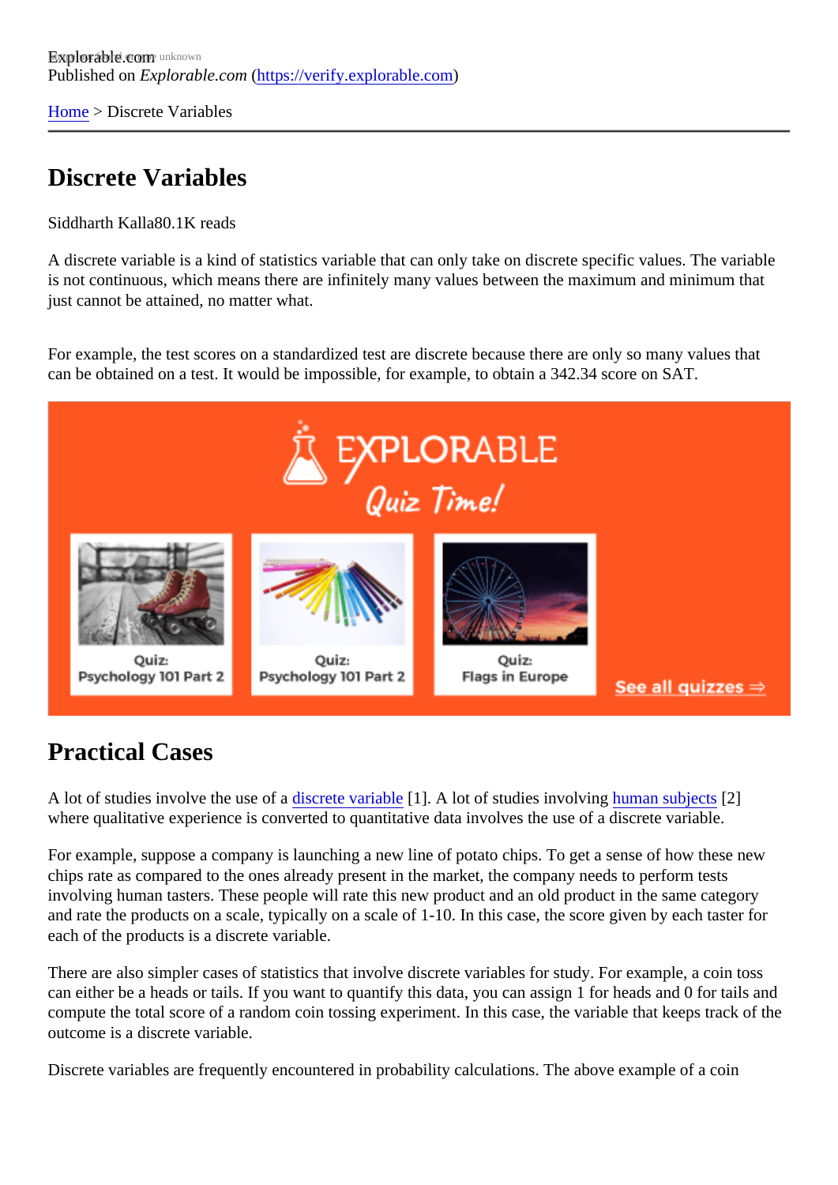Explorable.com
Published on *Explorable.com* (https://verify.explorable.com)

Home > Discrete Variables

# Discrete Variables

Siddharth Kalla80.1K reads

A discrete variable is a kind of statistics variable that can only take on discrete specific values. The variable is not continuous, which means there are infinitely many values between the maximum and minimum that just cannot be attained, no matter what.

For example, the test scores on a standardized test are discrete because there are only so many values that can be obtained on a test. It would be impossible, for example, to obtain a 342.34 score on SAT.

## Practical Cases

A lot of studies involve the use of a discrete variable [1]. A lot of studies involving human subjects [2] where qualitative experience is converted to quantitative data involves the use of a discrete variable.

For example, suppose a company is launching a new line of potato chips. To get a sense of how these new chips rate as compared to the ones already present in the market, the company needs to perform tests involving human tasters. These people will rate this new product and an old product in the same category and rate the products on a scale, typically on a scale of 1-10. In this case, the score given by each taster for each of the products is a discrete variable.

There are also simpler cases of statistics that involve discrete variables for study. For example, a coin toss can either be a heads or tails. If you want to quantify this data, you can assign 1 for heads and 0 for tails and compute the total score of a random coin tossing experiment. In this case, the variable that keeps track of the outcome is a discrete variable.

Discrete variables are frequently encountered in probability calculations. The above example of a coin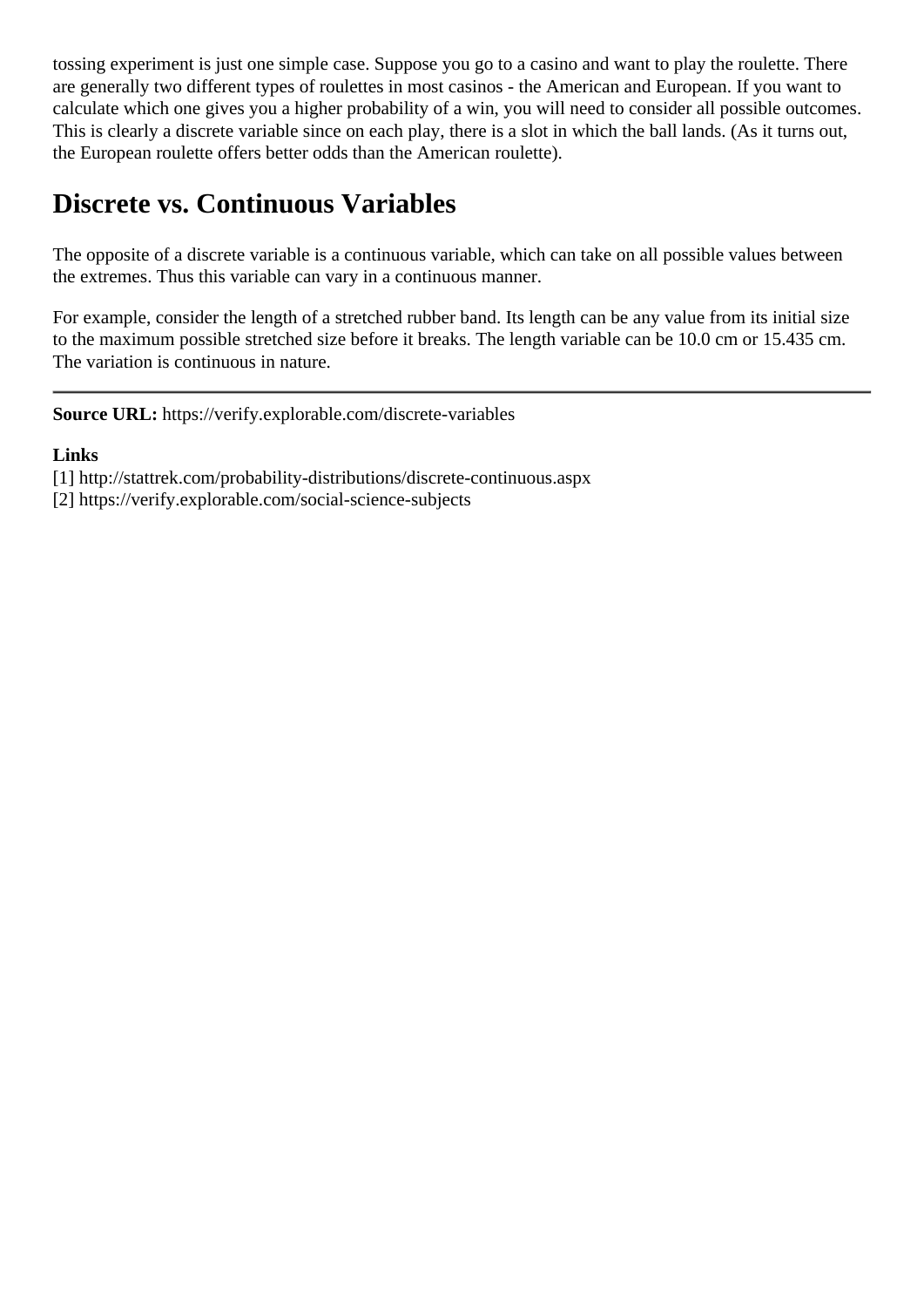tossing experiment is just one simple case. Suppose you go to a casino and want to play the roulette. There are generally two different types of roulettes in most casinos - the American and European. If you want to calculate which one gives you a higher probability of a win, you will need to consider all possible outcomes. This is clearly a discrete variable since on each play, there is a slot in which the ball lands. (As it turns out, the European roulette offers better odds than the American roulette).

## Discrete vs. Continuous Variables

The opposite of a discrete variable is a continuous variable, which can take on all possible values between the extremes. Thus this variable can vary in a continuous manner.

For example, consider the length of a stretched rubber band. Its length can be any value from its initial size to the maximum possible stretched size before it breaks. The length variable can be 10.0 cm or 15.435 cm. The variation is continuous in nature.

---

**Source URL:** https://verify.explorable.com/discrete-variables

**Links**
[1] http://stattrek.com/probability-distributions/discrete-continuous.aspx
[2] https://verify.explorable.com/social-science-subjects